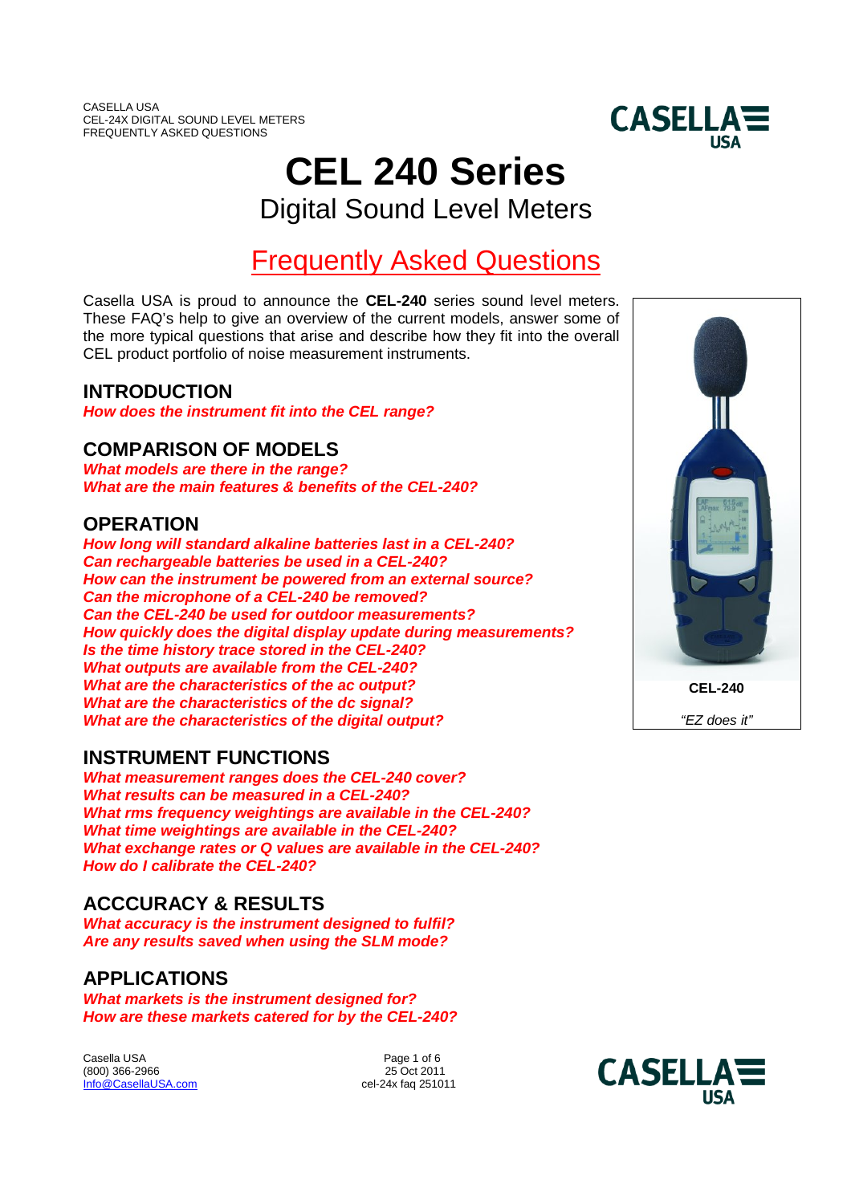# CEL 240 Series

## Digital Sound Level Meters

## Frequently Asked Questions

Casella USA is proud to announce the **CEL-240** series sound level meters. These FAQ's help to give an overview of the current models, answer some of the more typical questions that arise and describe how they fit into the overall CEL product portfolio of noise measurement instruments.

**CEL-240**

*"EZ does it"*

### INTRODUCTION

***How does the instrument fit into the CEL range?***

### COMPARISON OF MODELS

***What models are there in the range?***
***What are the main features & benefits of the CEL-240?***

### OPERATION

***How long will standard alkaline batteries last in a CEL-240?***
***Can rechargeable batteries be used in a CEL-240?***
***How can the instrument be powered from an external source?***
***Can the microphone of a CEL-240 be removed?***
***Can the CEL-240 be used for outdoor measurements?***
***How quickly does the digital display update during measurements?***
***Is the time history trace stored in the CEL-240?***
***What outputs are available from the CEL-240?***
***What are the characteristics of the ac output?***
***What are the characteristics of the dc signal?***
***What are the characteristics of the digital output?***

### INSTRUMENT FUNCTIONS

***What measurement ranges does the CEL-240 cover?***
***What results can be measured in a CEL-240?***
***What rms frequency weightings are available in the CEL-240?***
***What time weightings are available in the CEL-240?***
***What exchange rates or Q values are available in the CEL-240?***
***How do I calibrate the CEL-240?***

### ACCCURACY & RESULTS

***What accuracy is the instrument designed to fulfil?***
***Are any results saved when using the SLM mode?***

### APPLICATIONS

***What markets is the instrument designed for?***
***How are these markets catered for by the CEL-240?***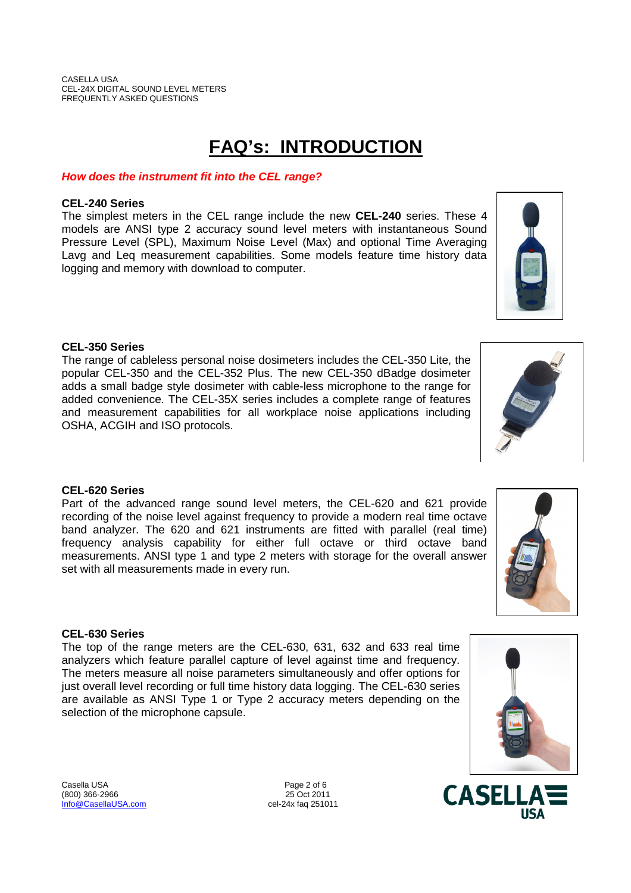# FAQ's: INTRODUCTION

***How does the instrument fit into the CEL range?***

**CEL-240 Series**

The simplest meters in the CEL range include the new **CEL-240** series. These 4 models are ANSI type 2 accuracy sound level meters with instantaneous Sound Pressure Level (SPL), Maximum Noise Level (Max) and optional Time Averaging Lavg and Leq measurement capabilities. Some models feature time history data logging and memory with download to computer.

**CEL-350 Series**

The range of cableless personal noise dosimeters includes the CEL-350 Lite, the popular CEL-350 and the CEL-352 Plus. The new CEL-350 dBadge dosimeter adds a small badge style dosimeter with cable-less microphone to the range for added convenience. The CEL-35X series includes a complete range of features and measurement capabilities for all workplace noise applications including OSHA, ACGIH and ISO protocols.

**CEL-620 Series**

Part of the advanced range sound level meters, the CEL-620 and 621 provide recording of the noise level against frequency to provide a modern real time octave band analyzer. The 620 and 621 instruments are fitted with parallel (real time) frequency analysis capability for either full octave or third octave band measurements. ANSI type 1 and type 2 meters with storage for the overall answer set with all measurements made in every run.

**CEL-630 Series**

The top of the range meters are the CEL-630, 631, 632 and 633 real time analyzers which feature parallel capture of level against time and frequency. The meters measure all noise parameters simultaneously and offer options for just overall level recording or full time history data logging. The CEL-630 series are available as ANSI Type 1 or Type 2 accuracy meters depending on the selection of the microphone capsule.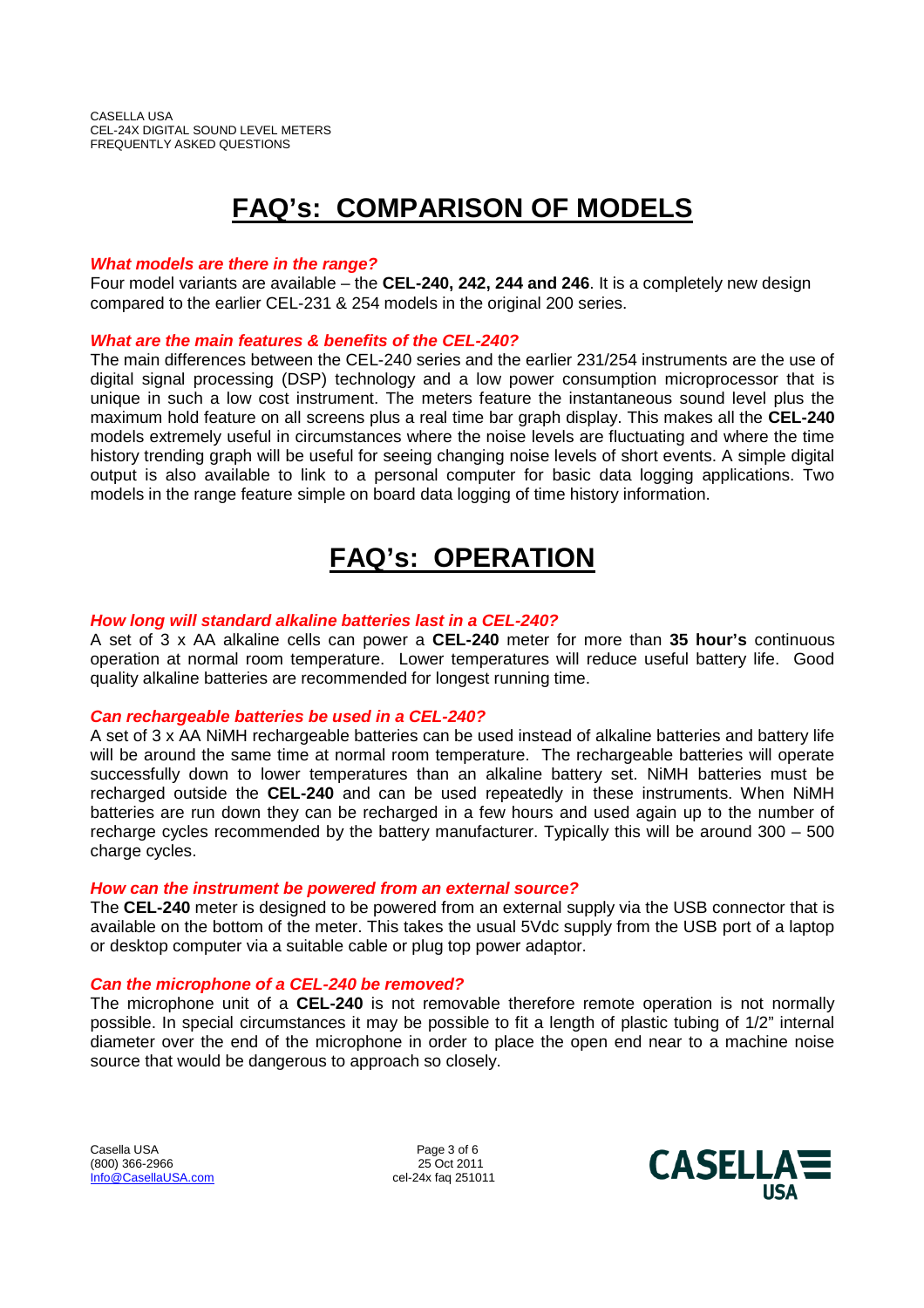# FAQ's: COMPARISON OF MODELS

***What models are there in the range?***

Four model variants are available – the **CEL-240, 242, 244 and 246**. It is a completely new design compared to the earlier CEL-231 & 254 models in the original 200 series.

***What are the main features & benefits of the CEL-240?***

The main differences between the CEL-240 series and the earlier 231/254 instruments are the use of digital signal processing (DSP) technology and a low power consumption microprocessor that is unique in such a low cost instrument. The meters feature the instantaneous sound level plus the maximum hold feature on all screens plus a real time bar graph display. This makes all the **CEL-240** models extremely useful in circumstances where the noise levels are fluctuating and where the time history trending graph will be useful for seeing changing noise levels of short events. A simple digital output is also available to link to a personal computer for basic data logging applications. Two models in the range feature simple on board data logging of time history information.

# FAQ's: OPERATION

***How long will standard alkaline batteries last in a CEL-240?***

A set of 3 x AA alkaline cells can power a **CEL-240** meter for more than **35 hour's** continuous operation at normal room temperature. Lower temperatures will reduce useful battery life. Good quality alkaline batteries are recommended for longest running time.

***Can rechargeable batteries be used in a CEL-240?***

A set of 3 x AA NiMH rechargeable batteries can be used instead of alkaline batteries and battery life will be around the same time at normal room temperature. The rechargeable batteries will operate successfully down to lower temperatures than an alkaline battery set. NiMH batteries must be recharged outside the **CEL-240** and can be used repeatedly in these instruments. When NiMH batteries are run down they can be recharged in a few hours and used again up to the number of recharge cycles recommended by the battery manufacturer. Typically this will be around 300 – 500 charge cycles.

***How can the instrument be powered from an external source?***

The **CEL-240** meter is designed to be powered from an external supply via the USB connector that is available on the bottom of the meter. This takes the usual 5Vdc supply from the USB port of a laptop or desktop computer via a suitable cable or plug top power adaptor.

***Can the microphone of a CEL-240 be removed?***

The microphone unit of a **CEL-240** is not removable therefore remote operation is not normally possible. In special circumstances it may be possible to fit a length of plastic tubing of 1/2" internal diameter over the end of the microphone in order to place the open end near to a machine noise source that would be dangerous to approach so closely.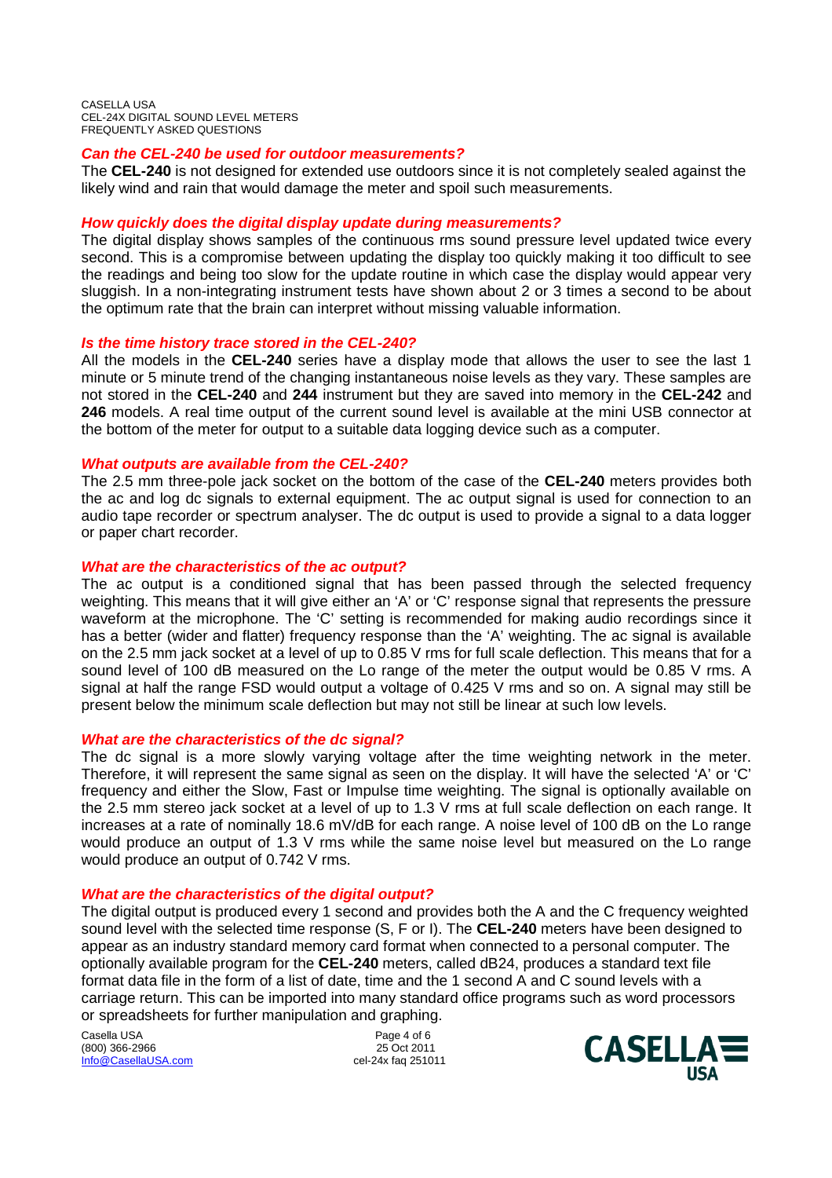### *Can the CEL-240 be used for outdoor measurements?*

The **CEL-240** is not designed for extended use outdoors since it is not completely sealed against the likely wind and rain that would damage the meter and spoil such measurements.

### *How quickly does the digital display update during measurements?*

The digital display shows samples of the continuous rms sound pressure level updated twice every second. This is a compromise between updating the display too quickly making it too difficult to see the readings and being too slow for the update routine in which case the display would appear very sluggish. In a non-integrating instrument tests have shown about 2 or 3 times a second to be about the optimum rate that the brain can interpret without missing valuable information.

### *Is the time history trace stored in the CEL-240?*

All the models in the **CEL-240** series have a display mode that allows the user to see the last 1 minute or 5 minute trend of the changing instantaneous noise levels as they vary. These samples are not stored in the **CEL-240** and **244** instrument but they are saved into memory in the **CEL-242** and **246** models. A real time output of the current sound level is available at the mini USB connector at the bottom of the meter for output to a suitable data logging device such as a computer.

### *What outputs are available from the CEL-240?*

The 2.5 mm three-pole jack socket on the bottom of the case of the **CEL-240** meters provides both the ac and log dc signals to external equipment. The ac output signal is used for connection to an audio tape recorder or spectrum analyser. The dc output is used to provide a signal to a data logger or paper chart recorder.

### *What are the characteristics of the ac output?*

The ac output is a conditioned signal that has been passed through the selected frequency weighting. This means that it will give either an 'A' or 'C' response signal that represents the pressure waveform at the microphone. The 'C' setting is recommended for making audio recordings since it has a better (wider and flatter) frequency response than the 'A' weighting. The ac signal is available on the 2.5 mm jack socket at a level of up to 0.85 V rms for full scale deflection. This means that for a sound level of 100 dB measured on the Lo range of the meter the output would be 0.85 V rms. A signal at half the range FSD would output a voltage of 0.425 V rms and so on. A signal may still be present below the minimum scale deflection but may not still be linear at such low levels.

### *What are the characteristics of the dc signal?*

The dc signal is a more slowly varying voltage after the time weighting network in the meter. Therefore, it will represent the same signal as seen on the display. It will have the selected 'A' or 'C' frequency and either the Slow, Fast or Impulse time weighting. The signal is optionally available on the 2.5 mm stereo jack socket at a level of up to 1.3 V rms at full scale deflection on each range. It increases at a rate of nominally 18.6 mV/dB for each range. A noise level of 100 dB on the Lo range would produce an output of 1.3 V rms while the same noise level but measured on the Lo range would produce an output of 0.742 V rms.

### *What are the characteristics of the digital output?*

The digital output is produced every 1 second and provides both the A and the C frequency weighted sound level with the selected time response (S, F or I). The **CEL-240** meters have been designed to appear as an industry standard memory card format when connected to a personal computer. The optionally available program for the **CEL-240** meters, called dB24, produces a standard text file format data file in the form of a list of date, time and the 1 second A and C sound levels with a carriage return. This can be imported into many standard office programs such as word processors or spreadsheets for further manipulation and graphing.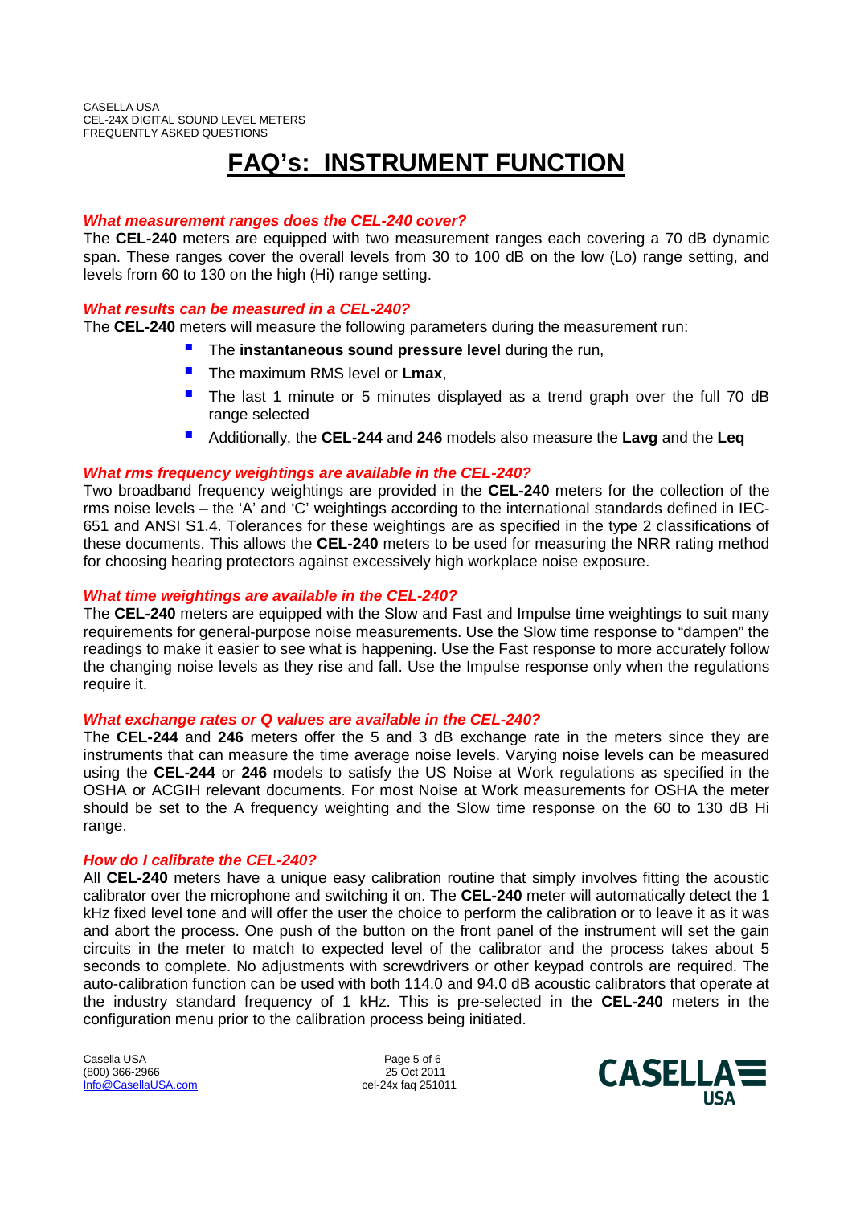CASELLA USA
CEL-24X DIGITAL SOUND LEVEL METERS
FREQUENTLY ASKED QUESTIONS

# FAQ's: INSTRUMENT FUNCTION

***What measurement ranges does the CEL-240 cover?***

The **CEL-240** meters are equipped with two measurement ranges each covering a 70 dB dynamic span. These ranges cover the overall levels from 30 to 100 dB on the low (Lo) range setting, and levels from 60 to 130 on the high (Hi) range setting.

***What results can be measured in a CEL-240?***

The **CEL-240** meters will measure the following parameters during the measurement run:

- The **instantaneous sound pressure level** during the run,
- The maximum RMS level or **Lmax**,
- The last 1 minute or 5 minutes displayed as a trend graph over the full 70 dB range selected
- Additionally, the **CEL-244** and **246** models also measure the **Lavg** and the **Leq**

***What rms frequency weightings are available in the CEL-240?***

Two broadband frequency weightings are provided in the **CEL-240** meters for the collection of the rms noise levels – the 'A' and 'C' weightings according to the international standards defined in IEC-651 and ANSI S1.4. Tolerances for these weightings are as specified in the type 2 classifications of these documents. This allows the **CEL-240** meters to be used for measuring the NRR rating method for choosing hearing protectors against excessively high workplace noise exposure.

***What time weightings are available in the CEL-240?***

The **CEL-240** meters are equipped with the Slow and Fast and Impulse time weightings to suit many requirements for general-purpose noise measurements. Use the Slow time response to "dampen" the readings to make it easier to see what is happening. Use the Fast response to more accurately follow the changing noise levels as they rise and fall. Use the Impulse response only when the regulations require it.

***What exchange rates or Q values are available in the CEL-240?***

The **CEL-244** and **246** meters offer the 5 and 3 dB exchange rate in the meters since they are instruments that can measure the time average noise levels. Varying noise levels can be measured using the **CEL-244** or **246** models to satisfy the US Noise at Work regulations as specified in the OSHA or ACGIH relevant documents. For most Noise at Work measurements for OSHA the meter should be set to the A frequency weighting and the Slow time response on the 60 to 130 dB Hi range.

***How do I calibrate the CEL-240?***

All **CEL-240** meters have a unique easy calibration routine that simply involves fitting the acoustic calibrator over the microphone and switching it on. The **CEL-240** meter will automatically detect the 1 kHz fixed level tone and will offer the user the choice to perform the calibration or to leave it as it was and abort the process. One push of the button on the front panel of the instrument will set the gain circuits in the meter to match to expected level of the calibrator and the process takes about 5 seconds to complete. No adjustments with screwdrivers or other keypad controls are required. The auto-calibration function can be used with both 114.0 and 94.0 dB acoustic calibrators that operate at the industry standard frequency of 1 kHz. This is pre-selected in the **CEL-240** meters in the configuration menu prior to the calibration process being initiated.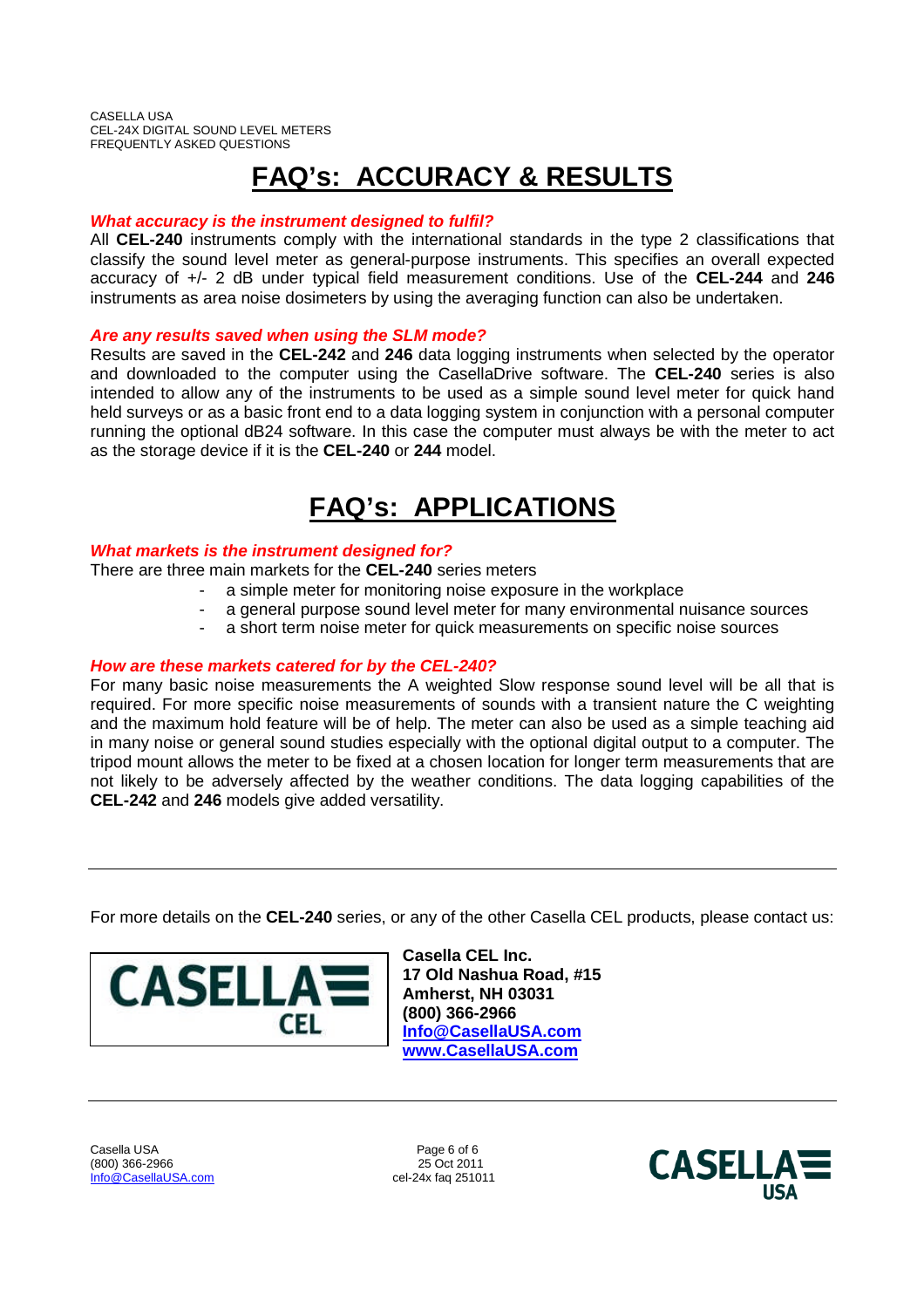# FAQ's: ACCURACY & RESULTS

***What accuracy is the instrument designed to fulfil?***

All **CEL-240** instruments comply with the international standards in the type 2 classifications that classify the sound level meter as general-purpose instruments. This specifies an overall expected accuracy of +/- 2 dB under typical field measurement conditions. Use of the **CEL-244** and **246** instruments as area noise dosimeters by using the averaging function can also be undertaken.

***Are any results saved when using the SLM mode?***

Results are saved in the **CEL-242** and **246** data logging instruments when selected by the operator and downloaded to the computer using the CasellaDrive software. The **CEL-240** series is also intended to allow any of the instruments to be used as a simple sound level meter for quick hand held surveys or as a basic front end to a data logging system in conjunction with a personal computer running the optional dB24 software. In this case the computer must always be with the meter to act as the storage device if it is the **CEL-240** or **244** model.

# FAQ's: APPLICATIONS

***What markets is the instrument designed for?***

There are three main markets for the **CEL-240** series meters

- a simple meter for monitoring noise exposure in the workplace
- a general purpose sound level meter for many environmental nuisance sources
- a short term noise meter for quick measurements on specific noise sources

***How are these markets catered for by the CEL-240?***

For many basic noise measurements the A weighted Slow response sound level will be all that is required. For more specific noise measurements of sounds with a transient nature the C weighting and the maximum hold feature will be of help. The meter can also be used as a simple teaching aid in many noise or general sound studies especially with the optional digital output to a computer. The tripod mount allows the meter to be fixed at a chosen location for longer term measurements that are not likely to be adversely affected by the weather conditions. The data logging capabilities of the **CEL-242** and **246** models give added versatility.

---

For more details on the **CEL-240** series, or any of the other Casella CEL products, please contact us:

CASELLA CEL

**Casella CEL Inc.**
**17 Old Nashua Road, #15**
**Amherst, NH 03031**
**(800) 366-2966**
**Info@CasellaUSA.com**
**www.CasellaUSA.com**